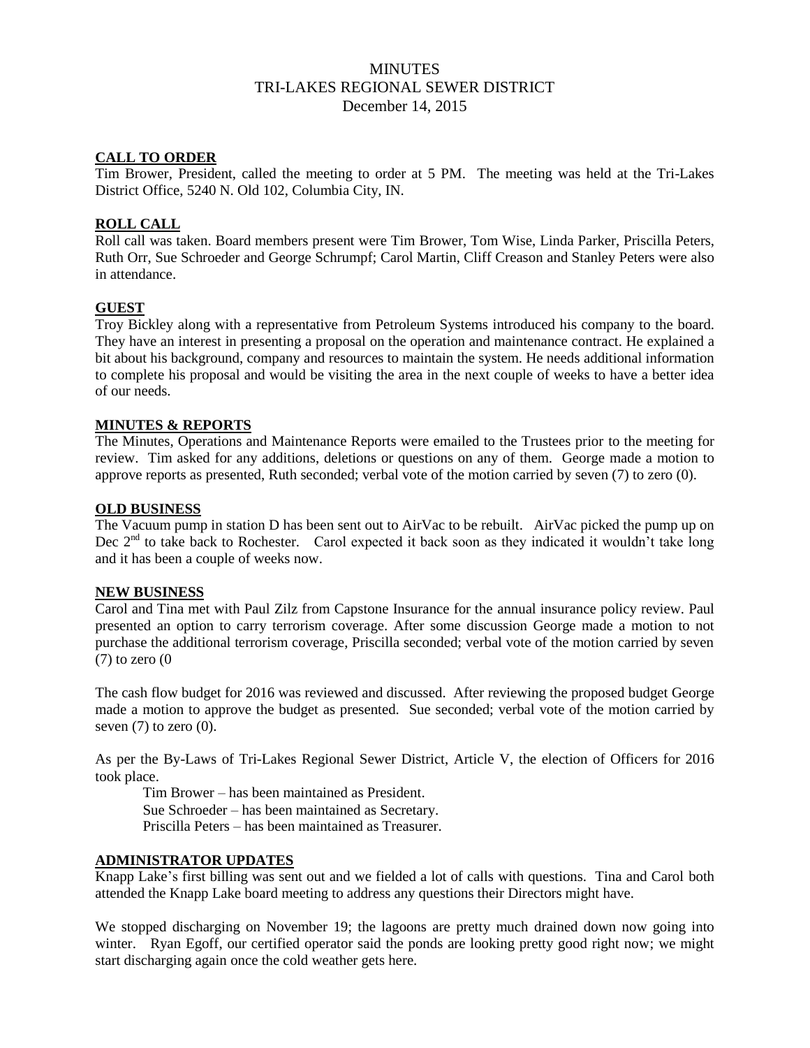# MINUTES
# TRI-LAKES REGIONAL SEWER DISTRICT
# December 14, 2015

## CALL TO ORDER

Tim Brower, President, called the meeting to order at 5 PM. The meeting was held at the Tri-Lakes District Office, 5240 N. Old 102, Columbia City, IN.

## ROLL CALL

Roll call was taken. Board members present were Tim Brower, Tom Wise, Linda Parker, Priscilla Peters, Ruth Orr, Sue Schroeder and George Schrumpf; Carol Martin, Cliff Creason and Stanley Peters were also in attendance.

## GUEST

Troy Bickley along with a representative from Petroleum Systems introduced his company to the board. They have an interest in presenting a proposal on the operation and maintenance contract. He explained a bit about his background, company and resources to maintain the system. He needs additional information to complete his proposal and would be visiting the area in the next couple of weeks to have a better idea of our needs.

## MINUTES & REPORTS

The Minutes, Operations and Maintenance Reports were emailed to the Trustees prior to the meeting for review. Tim asked for any additions, deletions or questions on any of them. George made a motion to approve reports as presented, Ruth seconded; verbal vote of the motion carried by seven (7) to zero (0).

## OLD BUSINESS

The Vacuum pump in station D has been sent out to AirVac to be rebuilt. AirVac picked the pump up on Dec 2nd to take back to Rochester. Carol expected it back soon as they indicated it wouldn't take long and it has been a couple of weeks now.

## NEW BUSINESS

Carol and Tina met with Paul Zilz from Capstone Insurance for the annual insurance policy review. Paul presented an option to carry terrorism coverage. After some discussion George made a motion to not purchase the additional terrorism coverage, Priscilla seconded; verbal vote of the motion carried by seven (7) to zero (0

The cash flow budget for 2016 was reviewed and discussed. After reviewing the proposed budget George made a motion to approve the budget as presented. Sue seconded; verbal vote of the motion carried by seven (7) to zero (0).

As per the By-Laws of Tri-Lakes Regional Sewer District, Article V, the election of Officers for 2016 took place.

Tim Brower – has been maintained as President.
Sue Schroeder – has been maintained as Secretary.
Priscilla Peters – has been maintained as Treasurer.

## ADMINISTRATOR UPDATES

Knapp Lake's first billing was sent out and we fielded a lot of calls with questions. Tina and Carol both attended the Knapp Lake board meeting to address any questions their Directors might have.

We stopped discharging on November 19; the lagoons are pretty much drained down now going into winter. Ryan Egoff, our certified operator said the ponds are looking pretty good right now; we might start discharging again once the cold weather gets here.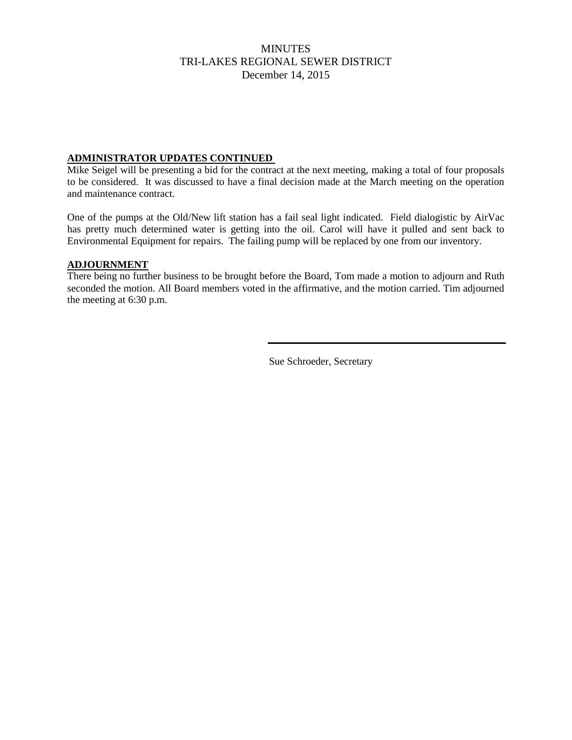# MINUTES
# TRI-LAKES REGIONAL SEWER DISTRICT
December 14, 2015

**ADMINISTRATOR UPDATES CONTINUED**

Mike Seigel will be presenting a bid for the contract at the next meeting, making a total of four proposals to be considered. It was discussed to have a final decision made at the March meeting on the operation and maintenance contract.

One of the pumps at the Old/New lift station has a fail seal light indicated. Field dialogistic by AirVac has pretty much determined water is getting into the oil. Carol will have it pulled and sent back to Environmental Equipment for repairs. The failing pump will be replaced by one from our inventory.

**ADJOURNMENT**

There being no further business to be brought before the Board, Tom made a motion to adjourn and Ruth seconded the motion. All Board members voted in the affirmative, and the motion carried. Tim adjourned the meeting at 6:30 p.m.

Sue Schroeder, Secretary